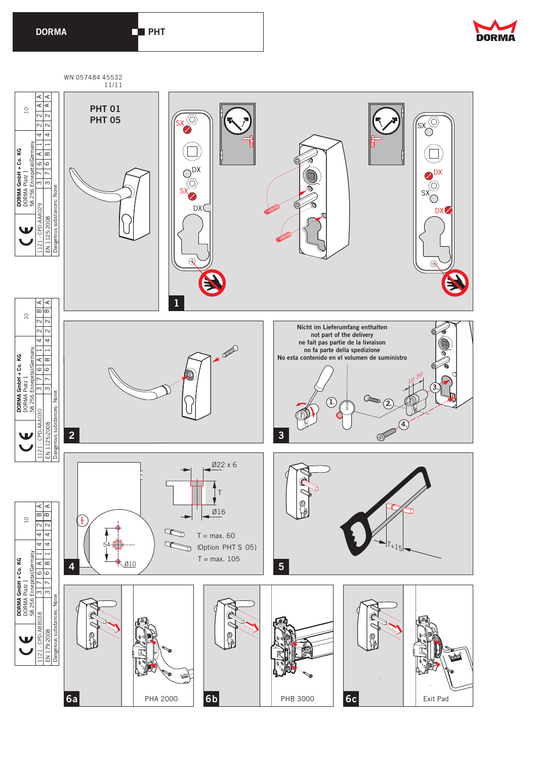**DORMA** | **PHT**

WN 057484 45532
11/11

| DORMA GmbH + Co. KG<br>DORMA Platz 1<br>58 256 Ennepetal/Germany | 10 |
|---|---|
| 1121 - CPD-AA A029<br>EN 1125:2008<br>Dangerous substances: None | 3 7 6 A 1 4 2 2 A A<br>3 7 6 B 1 4 2 2 A A |

| DORMA GmbH + Co. KG<br>DORMA Platz 1<br>58 256 Ennepetal/Germany | 10 |
|---|---|
| 1121 - CPD-AA A030<br>EN 1125:2008<br>Dangerous substances: None | 3 7 6 A 1 4 2 2 B A<br>3 7 6 B 1 4 2 2 B A |

| DORMA GmbH + Co. KG<br>DORMA Platz 1<br>58 256 Ennepetal/Germany | 10 |
|---|---|
| 1121 - CPD-AB B038<br>EN 179:2008<br>Dangerous substances: None | 3 7 6 A 1 4 4 2 B A<br>3 7 6 B 1 4 4 2 B A |

**PHT 01**
**PHT 05**

1 — SX, DX, SX, DX

2

3 — Nicht im Lieferumfang enthalten
not part of the delivery
ne fait pas partie de la livraison
no fa parte della spedizione
No esta contenido en el volumen de suministro

1. 2. 3. 4. — 10 30

4 — Ø22 x 6, T, Ø16, 54, Ø10

T = max. 60
(Option PHT S 05)
T = max. 105

5 — T+15

6a — PHA 2000

6b — PHB 3000

6c — Exit Pad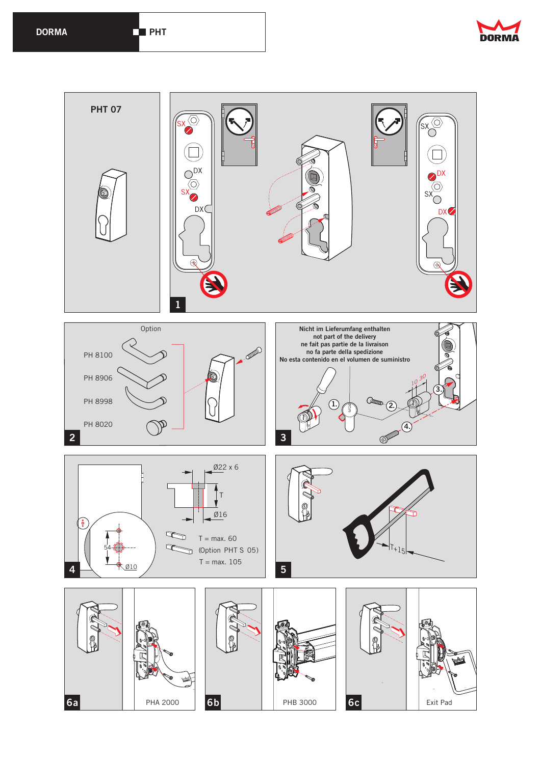PHT 07

1

Option

PH 8100

PH 8906

PH 8998

PH 8020

2

Nicht im Lieferumfang enthalten
not part of the delivery
ne fait pas partie de la livraison
no fa parte della spedizione
No esta contenido en el volumen de suministro

3

Ø22 x 6

T

Ø16

54

Ø10

T = max. 60
(Option PHT S 05)
T = max. 105

4

T+15

5

6a PHA 2000

6b PHB 3000

6c Exit Pad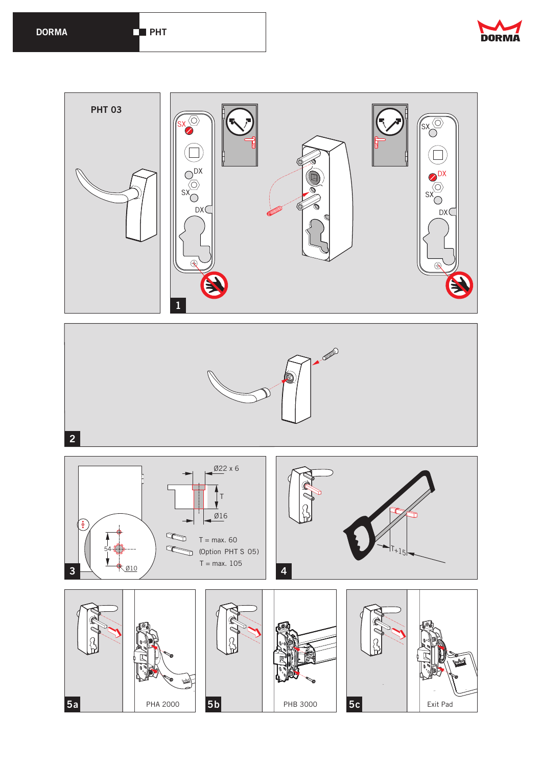DORMA

PHT

PHT 03

SX

DX

SX

DX

1

2

Ø22 x 6

T

Ø16

54

Ø10

T = max. 60

(Option PHT S 05)

T = max. 105

3

T+15

4

5a

PHA 2000

5b

PHB 3000

5c

Exit Pad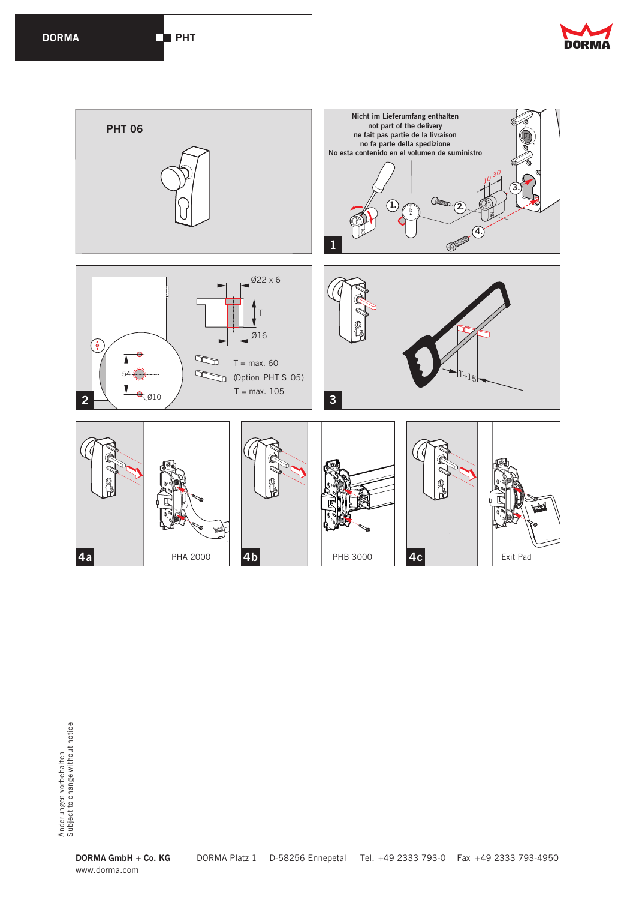PHT 06

Nicht im Lieferumfang enthalten
not part of the delivery
ne fait pas partie de la livraison
no fa parte della spedizione
No esta contenido en el volumen de suministro

1.
2.
3.
4.
10 30

1

Ø22 x 6
T
Ø16
T = max. 60
(Option PHT S 05)
T = max. 105
54
Ø10

2

T+15

3

4a
PHA 2000

4b
PHB 3000

4c
Exit Pad

Änderungen vorbehalten
Subject to change without notice

**DORMA GmbH + Co. KG** DORMA Platz 1 D-58256 Ennepetal Tel. +49 2333 793-0 Fax +49 2333 793-4950
www.dorma.com